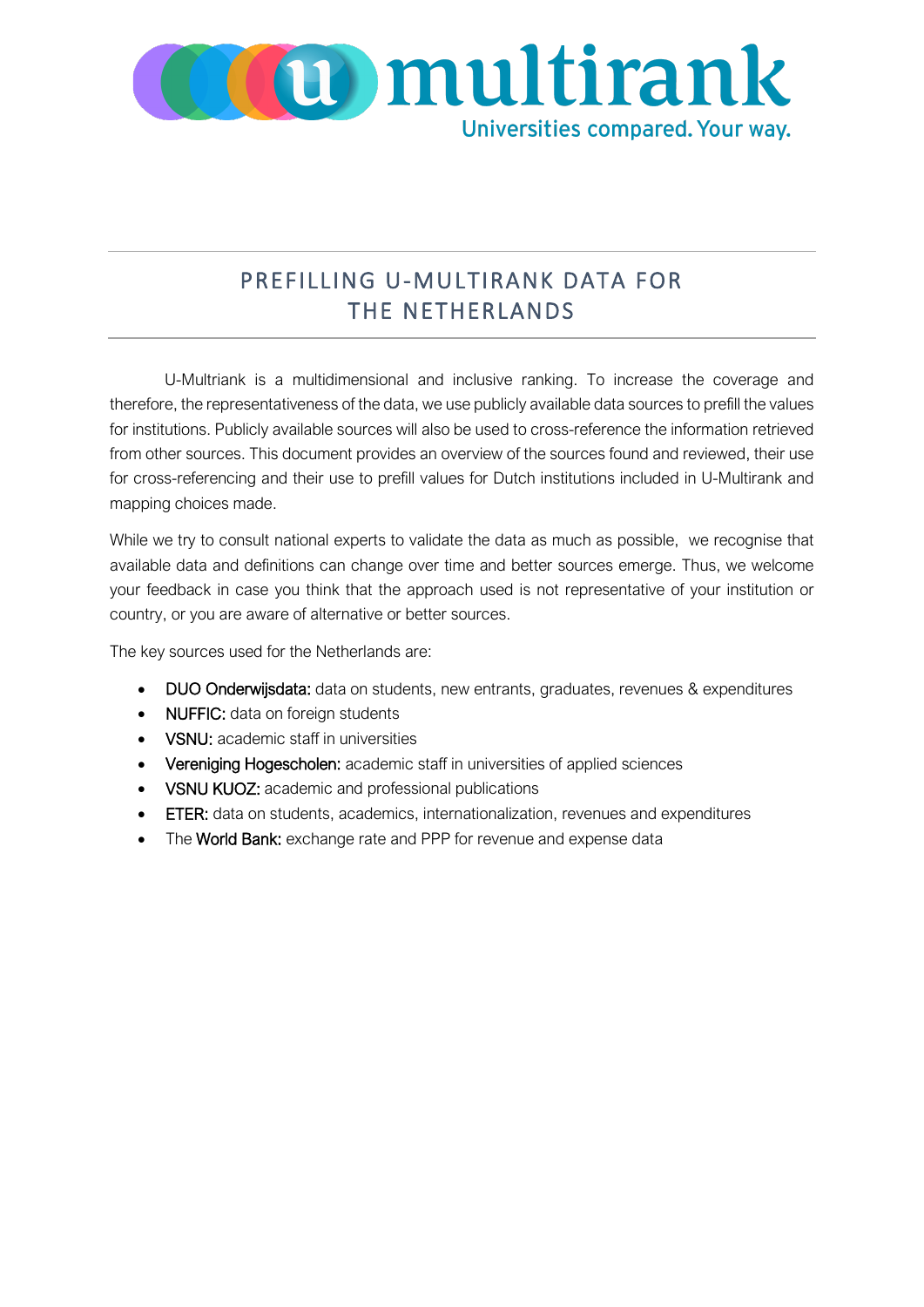# PREFILLING U-MULTIRANK DATA FOR THE NETHERLANDS

U-Multriank is a multidimensional and inclusive ranking. To increase the coverage and therefore, the representativeness of the data, we use publicly available data sources to prefill the values for institutions. Publicly available sources will also be used to cross-reference the information retrieved from other sources. This document provides an overview of the sources found and reviewed, their use for cross-referencing and their use to prefill values for Dutch institutions included in U-Multirank and mapping choices made.

While we try to consult national experts to validate the data as much as possible, we recognise that available data and definitions can change over time and better sources emerge. Thus, we welcome your feedback in case you think that the approach used is not representative of your institution or country, or you are aware of alternative or better sources.

The key sources used for the Netherlands are:

- DUO Onderwijsdata: data on students, new entrants, graduates, revenues & expenditures
- NUFFIC: data on foreign students
- VSNU: academic staff in universities
- Vereniging Hogescholen: academic staff in universities of applied sciences
- VSNU KUOZ: academic and professional publications
- ETER: data on students, academics, internationalization, revenues and expenditures
- The World Bank: exchange rate and PPP for revenue and expense data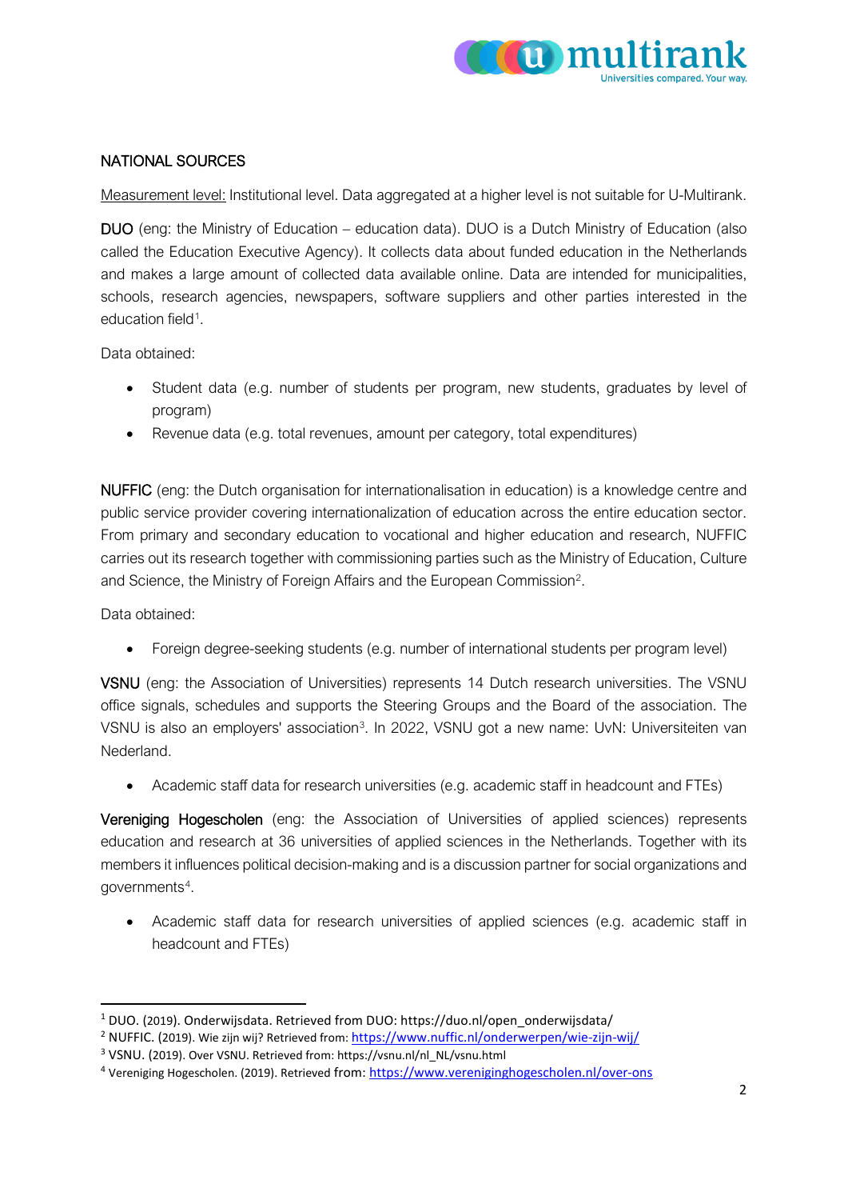## NATIONAL SOURCES

Measurement level: Institutional level. Data aggregated at a higher level is not suitable for U-Multirank.

**DUO** (eng: the Ministry of Education – education data). DUO is a Dutch Ministry of Education (also called the Education Executive Agency). It collects data about funded education in the Netherlands and makes a large amount of collected data available online. Data are intended for municipalities, schools, research agencies, newspapers, software suppliers and other parties interested in the education field[1].

Data obtained:

- Student data (e.g. number of students per program, new students, graduates by level of program)
- Revenue data (e.g. total revenues, amount per category, total expenditures)

**NUFFIC** (eng: the Dutch organisation for internationalisation in education) is a knowledge centre and public service provider covering internationalization of education across the entire education sector. From primary and secondary education to vocational and higher education and research, NUFFIC carries out its research together with commissioning parties such as the Ministry of Education, Culture and Science, the Ministry of Foreign Affairs and the European Commission[2].

Data obtained:

- Foreign degree-seeking students (e.g. number of international students per program level)

**VSNU** (eng: the Association of Universities) represents 14 Dutch research universities. The VSNU office signals, schedules and supports the Steering Groups and the Board of the association. The VSNU is also an employers' association[3]. In 2022, VSNU got a new name: UvN: Universiteiten van Nederland.

- Academic staff data for research universities (e.g. academic staff in headcount and FTEs)

**Vereniging Hogescholen** (eng: the Association of Universities of applied sciences) represents education and research at 36 universities of applied sciences in the Netherlands. Together with its members it influences political decision-making and is a discussion partner for social organizations and governments[4].

- Academic staff data for research universities of applied sciences (e.g. academic staff in headcount and FTEs)

---

[1] DUO. (2019). Onderwijsdata. Retrieved from DUO: https://duo.nl/open_onderwijsdata/

[2] NUFFIC. (2019). Wie zijn wij? Retrieved from: https://www.nuffic.nl/onderwerpen/wie-zijn-wij/

[3] VSNU. (2019). Over VSNU. Retrieved from: https://vsnu.nl/nl_NL/vsnu.html

[4] Vereniging Hogescholen. (2019). Retrieved from: https://www.vereniginghogescholen.nl/over-ons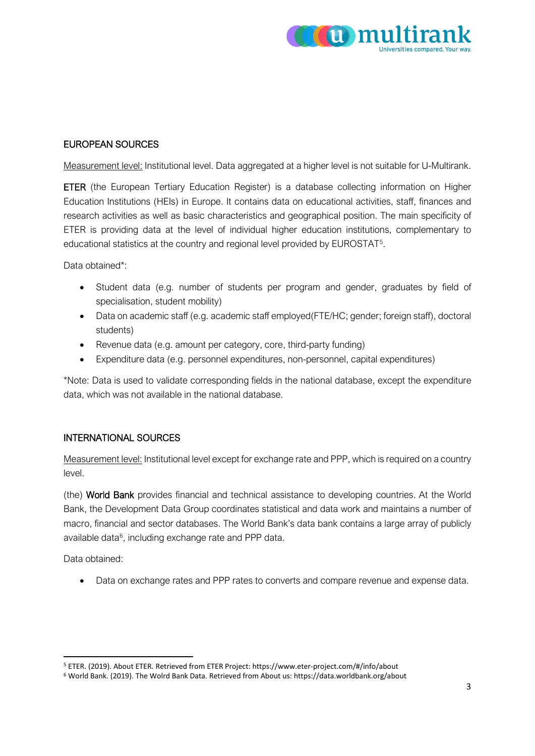## EUROPEAN SOURCES

Measurement level: Institutional level. Data aggregated at a higher level is not suitable for U-Multirank.

ETER (the European Tertiary Education Register) is a database collecting information on Higher Education Institutions (HEIs) in Europe. It contains data on educational activities, staff, finances and research activities as well as basic characteristics and geographical position. The main specificity of ETER is providing data at the level of individual higher education institutions, complementary to educational statistics at the country and regional level provided by EUROSTAT[5].

Data obtained*:

- Student data (e.g. number of students per program and gender, graduates by field of specialisation, student mobility)
- Data on academic staff (e.g. academic staff employed(FTE/HC; gender; foreign staff), doctoral students)
- Revenue data (e.g. amount per category, core, third-party funding)
- Expenditure data (e.g. personnel expenditures, non-personnel, capital expenditures)

*Note: Data is used to validate corresponding fields in the national database, except the expenditure data, which was not available in the national database.

## INTERNATIONAL SOURCES

Measurement level: Institutional level except for exchange rate and PPP, which is required on a country level.

(the) World Bank provides financial and technical assistance to developing countries. At the World Bank, the Development Data Group coordinates statistical and data work and maintains a number of macro, financial and sector databases. The World Bank's data bank contains a large array of publicly available data[6], including exchange rate and PPP data.

Data obtained:

- Data on exchange rates and PPP rates to converts and compare revenue and expense data.

---

[5] ETER. (2019). About ETER. Retrieved from ETER Project: https://www.eter-project.com/#/info/about

[6] World Bank. (2019). The Wolrd Bank Data. Retrieved from About us: https://data.worldbank.org/about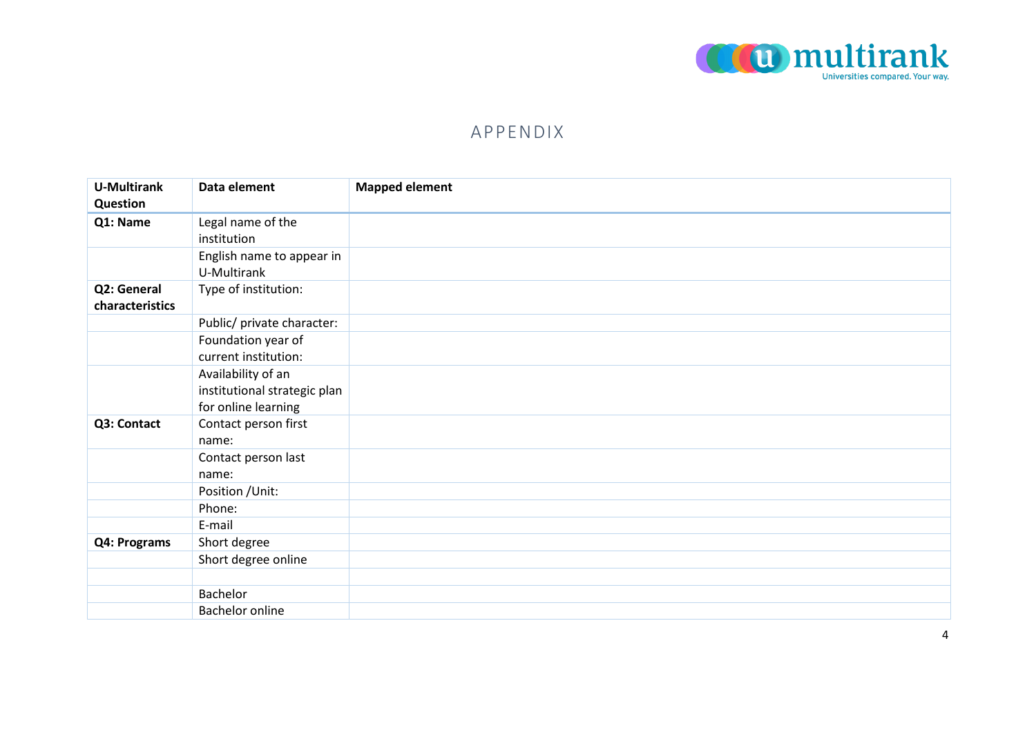# APPENDIX

| U-Multirank Question | Data element | Mapped element |
|---|---|---|
| **Q1: Name** | Legal name of the institution | |
| | English name to appear in U-Multirank | |
| **Q2: General characteristics** | Type of institution: | |
| | Public/ private character: | |
| | Foundation year of current institution: | |
| | Availability of an institutional strategic plan for online learning | |
| **Q3: Contact** | Contact person first name: | |
| | Contact person last name: | |
| | Position /Unit: | |
| | Phone: | |
| | E-mail | |
| **Q4: Programs** | Short degree | |
| | Short degree online | |
| | | |
| | Bachelor | |
| | Bachelor online | |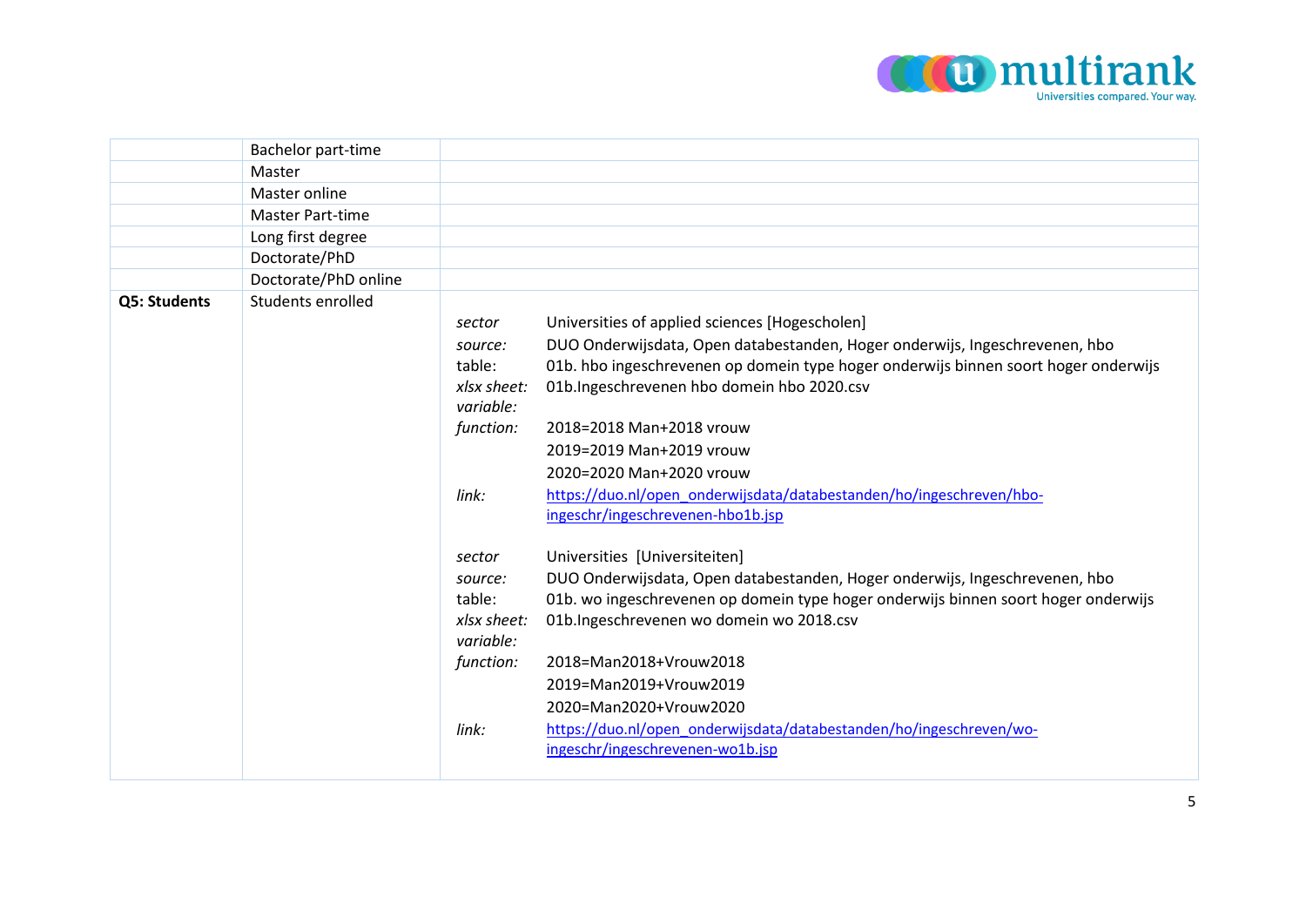| | | |
|---|---|---|
| | Bachelor part-time | |
| | Master | |
| | Master online | |
| | Master Part-time | |
| | Long first degree | |
| | Doctorate/PhD | |
| | Doctorate/PhD online | |
| **Q5: Students** | Students enrolled | *sector* Universities of applied sciences [Hogescholen]<br>*source:* DUO Onderwijsdata, Open databestanden, Hoger onderwijs, Ingeschrevenen, hbo<br>table: 01b. hbo ingeschrevenen op domein type hoger onderwijs binnen soort hoger onderwijs<br>*xlsx sheet:* 01b.Ingeschrevenen hbo domein hbo 2020.csv<br>*variable:*<br>*function:* 2018=2018 Man+2018 vrouw<br>2019=2019 Man+2019 vrouw<br>2020=2020 Man+2020 vrouw<br>*link:* https://duo.nl/open_onderwijsdata/databestanden/ho/ingeschreven/hbo-ingeschr/ingeschrevenen-hbo1b.jsp<br><br>*sector* Universities [Universiteiten]<br>*source:* DUO Onderwijsdata, Open databestanden, Hoger onderwijs, Ingeschrevenen, hbo<br>table: 01b. wo ingeschrevenen op domein type hoger onderwijs binnen soort hoger onderwijs<br>*xlsx sheet:* 01b.Ingeschrevenen wo domein wo 2018.csv<br>*variable:*<br>*function:* 2018=Man2018+Vrouw2018<br>2019=Man2019+Vrouw2019<br>2020=Man2020+Vrouw2020<br>*link:* https://duo.nl/open_onderwijsdata/databestanden/ho/ingeschreven/wo-ingeschr/ingeschrevenen-wo1b.jsp |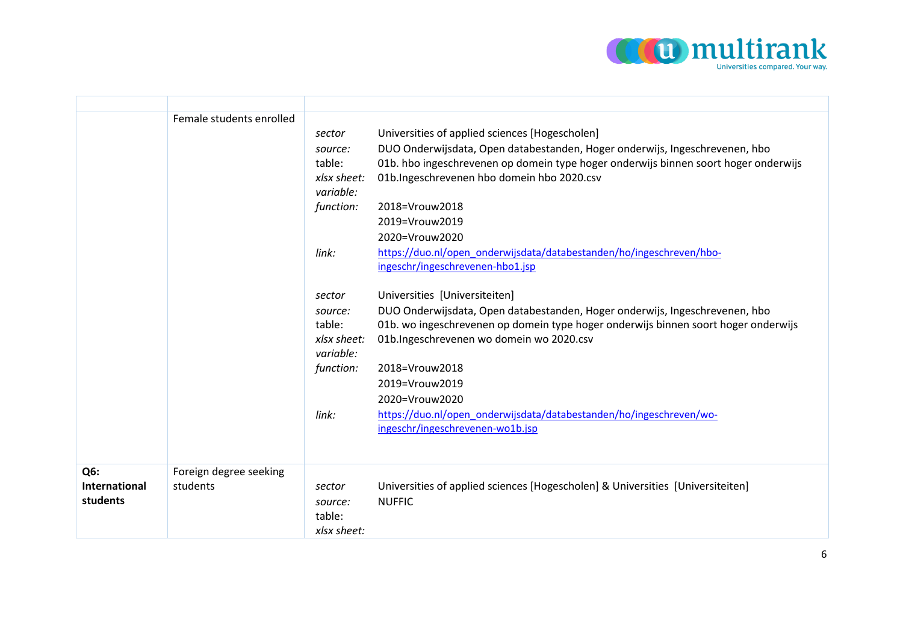| | | |
|---|---|---|
| | Female students enrolled | *sector* Universities of applied sciences [Hogescholen]<br>*source:* DUO Onderwijsdata, Open databestanden, Hoger onderwijs, Ingeschrevenen, hbo<br>table: 01b. hbo ingeschrevenen op domein type hoger onderwijs binnen soort hoger onderwijs<br>*xlsx sheet:* 01b.Ingeschrevenen hbo domein hbo 2020.csv<br>*variable:*<br>*function:* 2018=Vrouw2018<br>2019=Vrouw2019<br>2020=Vrouw2020<br>*link:* [https://duo.nl/open_onderwijsdata/databestanden/ho/ingeschreven/hbo-ingeschr/ingeschrevenen-hbo1.jsp](https://duo.nl/open_onderwijsdata/databestanden/ho/ingeschreven/hbo-ingeschr/ingeschrevenen-hbo1.jsp)<br><br>*sector* Universities [Universiteiten]<br>*source:* DUO Onderwijsdata, Open databestanden, Hoger onderwijs, Ingeschrevenen, hbo<br>table: 01b. wo ingeschrevenen op domein type hoger onderwijs binnen soort hoger onderwijs<br>*xlsx sheet:* 01b.Ingeschrevenen wo domein wo 2020.csv<br>*variable:*<br>*function:* 2018=Vrouw2018<br>2019=Vrouw2019<br>2020=Vrouw2020<br>*link:* [https://duo.nl/open_onderwijsdata/databestanden/ho/ingeschreven/wo-ingeschr/ingeschrevenen-wo1b.jsp](https://duo.nl/open_onderwijsdata/databestanden/ho/ingeschreven/wo-ingeschr/ingeschrevenen-wo1b.jsp) |
| **Q6: International students** | Foreign degree seeking students | *sector* Universities of applied sciences [Hogescholen] & Universities [Universiteiten]<br>*source:* NUFFIC<br>table:<br>*xlsx sheet:* |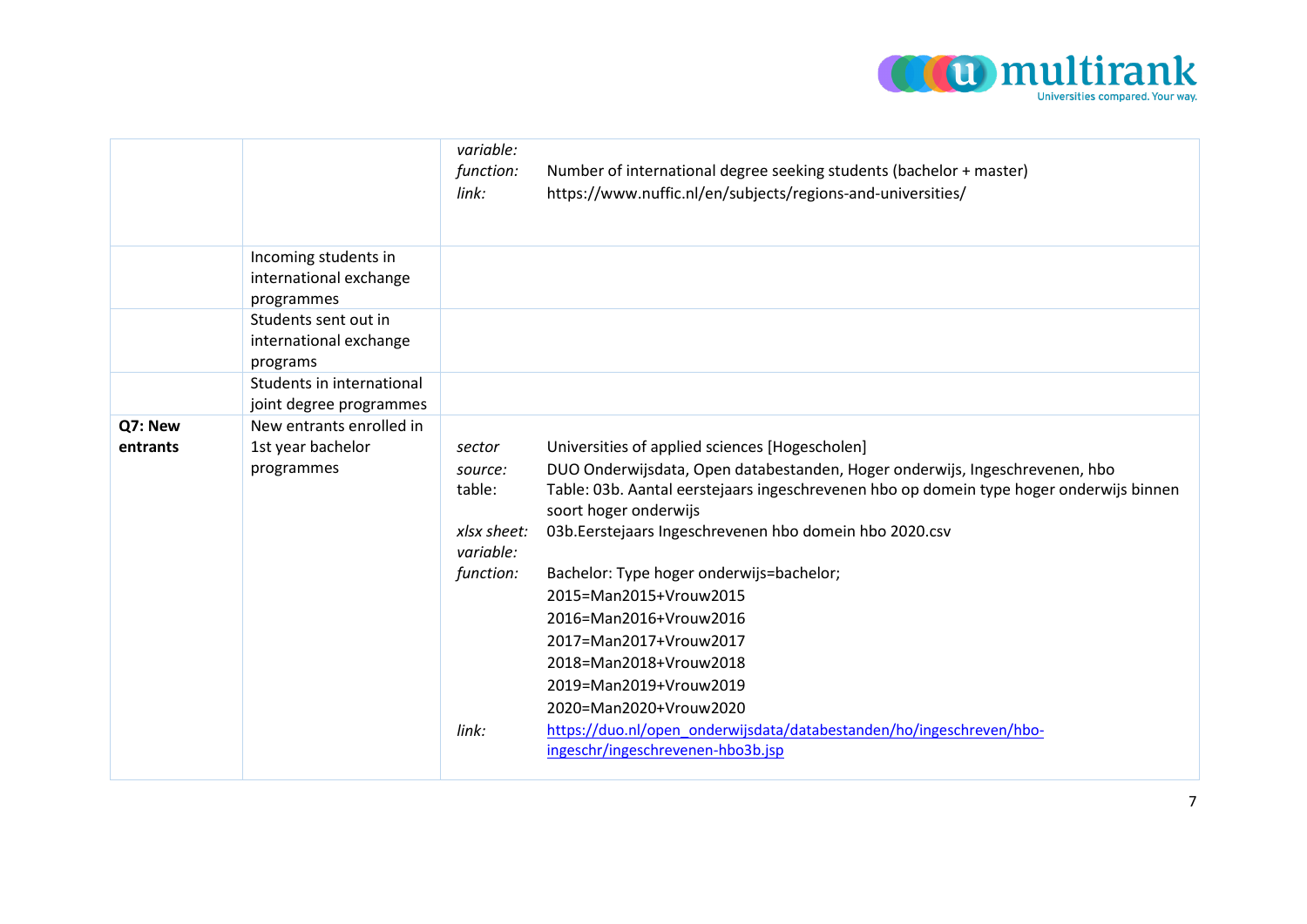| | | | |
|---|---|---|---|
| | | *variable:*<br>*function:*<br>*link:* | <br>Number of international degree seeking students (bachelor + master)<br>https://www.nuffic.nl/en/subjects/regions-and-universities/ |
| | Incoming students in international exchange programmes | | |
| | Students sent out in international exchange programs | | |
| | Students in international joint degree programmes | | |
| **Q7: New entrants** | New entrants enrolled in 1st year bachelor programmes | *sector*<br>*source:*<br>table:<br><br>*xlsx sheet:*<br>*variable:*<br>*function:*<br><br><br><br><br><br><br>*link:* | Universities of applied sciences [Hogescholen]<br>DUO Onderwijsdata, Open databestanden, Hoger onderwijs, Ingeschrevenen, hbo<br>Table: 03b. Aantal eerstejaars ingeschrevenen hbo op domein type hoger onderwijs binnen soort hoger onderwijs<br>03b.Eerstejaars Ingeschrevenen hbo domein hbo 2020.csv<br><br>Bachelor: Type hoger onderwijs=bachelor;<br>2015=Man2015+Vrouw2015<br>2016=Man2016+Vrouw2016<br>2017=Man2017+Vrouw2017<br>2018=Man2018+Vrouw2018<br>2019=Man2019+Vrouw2019<br>2020=Man2020+Vrouw2020<br>https://duo.nl/open_onderwijsdata/databestanden/ho/ingeschreven/hbo-ingeschr/ingeschrevenen-hbo3b.jsp |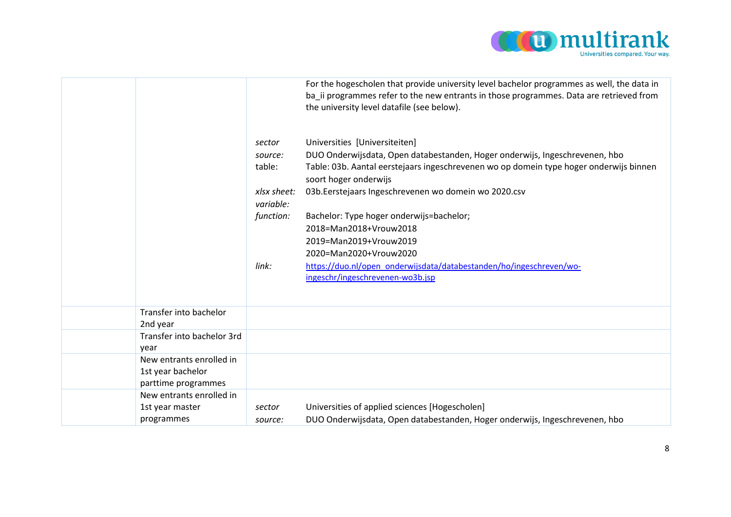| | | | |
|---|---|---|---|
| | | | For the hogescholen that provide university level bachelor programmes as well, the data in ba_ii programmes refer to the new entrants in those programmes. Data are retrieved from the university level datafile (see below). |
| | | *sector* | Universities [Universiteiten] |
| | | *source:* | DUO Onderwijsdata, Open databestanden, Hoger onderwijs, Ingeschrevenen, hbo |
| | | table: | Table: 03b. Aantal eerstejaars ingeschrevenen wo op domein type hoger onderwijs binnen soort hoger onderwijs |
| | | *xlsx sheet:* | 03b.Eerstejaars Ingeschrevenen wo domein wo 2020.csv |
| | | *variable:* | |
| | | *function:* | Bachelor: Type hoger onderwijs=bachelor;<br>2018=Man2018+Vrouw2018<br>2019=Man2019+Vrouw2019<br>2020=Man2020+Vrouw2020 |
| | | *link:* | [https://duo.nl/open_onderwijsdata/databestanden/ho/ingeschreven/wo-ingeschr/ingeschrevenen-wo3b.jsp](https://duo.nl/open_onderwijsdata/databestanden/ho/ingeschreven/wo-ingeschr/ingeschrevenen-wo3b.jsp) |
| | Transfer into bachelor 2nd year | | |
| | Transfer into bachelor 3rd year | | |
| | New entrants enrolled in 1st year bachelor parttime programmes | | |
| | New entrants enrolled in 1st year master programmes | *sector* | Universities of applied sciences [Hogescholen] |
| | | *source:* | DUO Onderwijsdata, Open databestanden, Hoger onderwijs, Ingeschrevenen, hbo |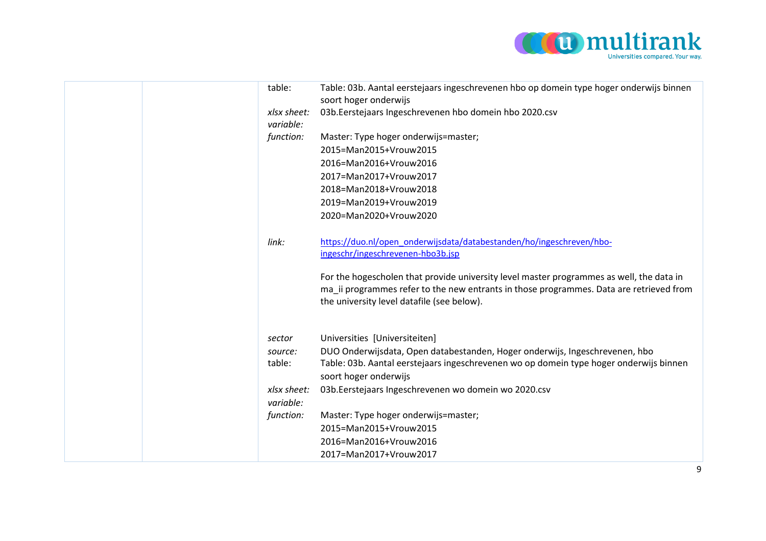| | | | |
|---|---|---|---|
| | | table: | Table: 03b. Aantal eerstejaars ingeschrevenen hbo op domein type hoger onderwijs binnen soort hoger onderwijs |
| | | *xlsx sheet:* | 03b.Eerstejaars Ingeschrevenen hbo domein hbo 2020.csv |
| | | *variable:* | |
| | | *function:* | Master: Type hoger onderwijs=master;<br>2015=Man2015+Vrouw2015<br>2016=Man2016+Vrouw2016<br>2017=Man2017+Vrouw2017<br>2018=Man2018+Vrouw2018<br>2019=Man2019+Vrouw2019<br>2020=Man2020+Vrouw2020 |
| | | *link:* | [https://duo.nl/open_onderwijsdata/databestanden/ho/ingeschreven/hbo-ingeschr/ingeschrevenen-hbo3b.jsp](https://duo.nl/open_onderwijsdata/databestanden/ho/ingeschreven/hbo-ingeschr/ingeschrevenen-hbo3b.jsp)<br><br>For the hogescholen that provide university level master programmes as well, the data in ma_ii programmes refer to the new entrants in those programmes. Data are retrieved from the university level datafile (see below). |
| | | *sector* | Universities [Universiteiten] |
| | | *source:* | DUO Onderwijsdata, Open databestanden, Hoger onderwijs, Ingeschrevenen, hbo |
| | | table: | Table: 03b. Aantal eerstejaars ingeschrevenen wo op domein type hoger onderwijs binnen soort hoger onderwijs |
| | | *xlsx sheet:* | 03b.Eerstejaars Ingeschrevenen wo domein wo 2020.csv |
| | | *variable:* | |
| | | *function:* | Master: Type hoger onderwijs=master;<br>2015=Man2015+Vrouw2015<br>2016=Man2016+Vrouw2016<br>2017=Man2017+Vrouw2017 |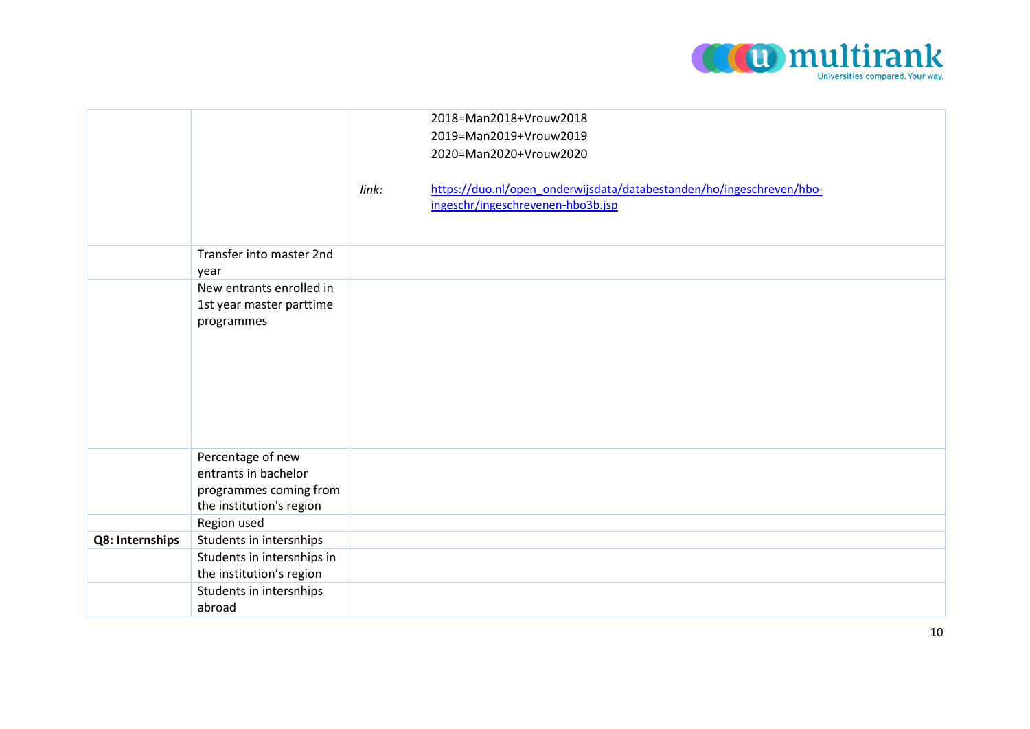| | | |
|---|---|---|
| | | 2018=Man2018+Vrouw2018<br>2019=Man2019+Vrouw2019<br>2020=Man2020+Vrouw2020<br><br>*link:* https://duo.nl/open_onderwijsdata/databestanden/ho/ingeschreven/hbo-ingeschr/ingeschrevenen-hbo3b.jsp |
| | Transfer into master 2nd year | |
| | New entrants enrolled in 1st year master parttime programmes | |
| | Percentage of new entrants in bachelor programmes coming from the institution's region | |
| | Region used | |
| **Q8: Internships** | Students in intersnhips | |
| | Students in intersnhips in the institution's region | |
| | Students in intersnhips abroad | |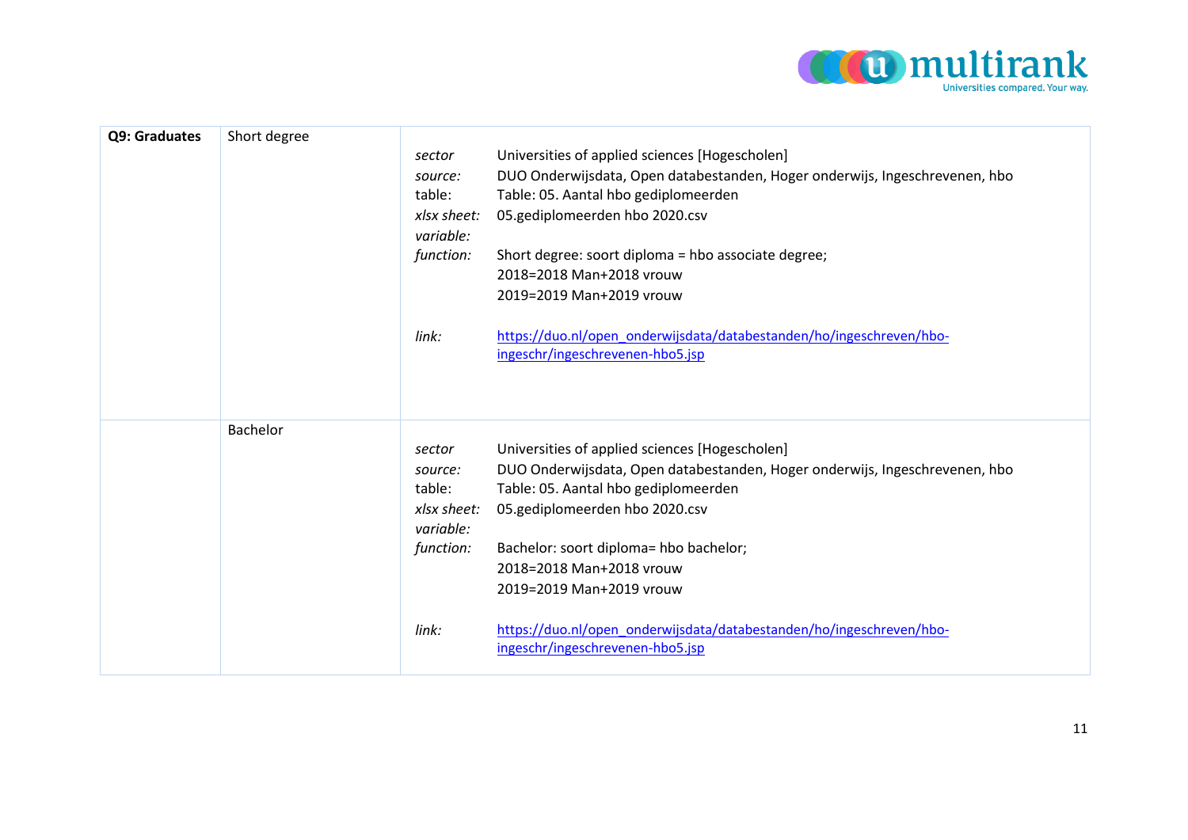| | | |
|---|---|---|
| **Q9: Graduates** | Short degree | *sector* Universities of applied sciences [Hogescholen]<br>*source:* DUO Onderwijsdata, Open databestanden, Hoger onderwijs, Ingeschrevenen, hbo<br>table: Table: 05. Aantal hbo gediplomeerden<br>*xlsx sheet:* 05.gediplomeerden hbo 2020.csv<br>*variable:*<br>*function:* Short degree: soort diploma = hbo associate degree;<br>2018=2018 Man+2018 vrouw<br>2019=2019 Man+2019 vrouw<br><br>*link:* https://duo.nl/open_onderwijsdata/databestanden/ho/ingeschreven/hbo-ingeschr/ingeschrevenen-hbo5.jsp |
| | Bachelor | *sector* Universities of applied sciences [Hogescholen]<br>*source:* DUO Onderwijsdata, Open databestanden, Hoger onderwijs, Ingeschrevenen, hbo<br>table: Table: 05. Aantal hbo gediplomeerden<br>*xlsx sheet:* 05.gediplomeerden hbo 2020.csv<br>*variable:*<br>*function:* Bachelor: soort diploma= hbo bachelor;<br>2018=2018 Man+2018 vrouw<br>2019=2019 Man+2019 vrouw<br><br>*link:* https://duo.nl/open_onderwijsdata/databestanden/ho/ingeschreven/hbo-ingeschr/ingeschrevenen-hbo5.jsp |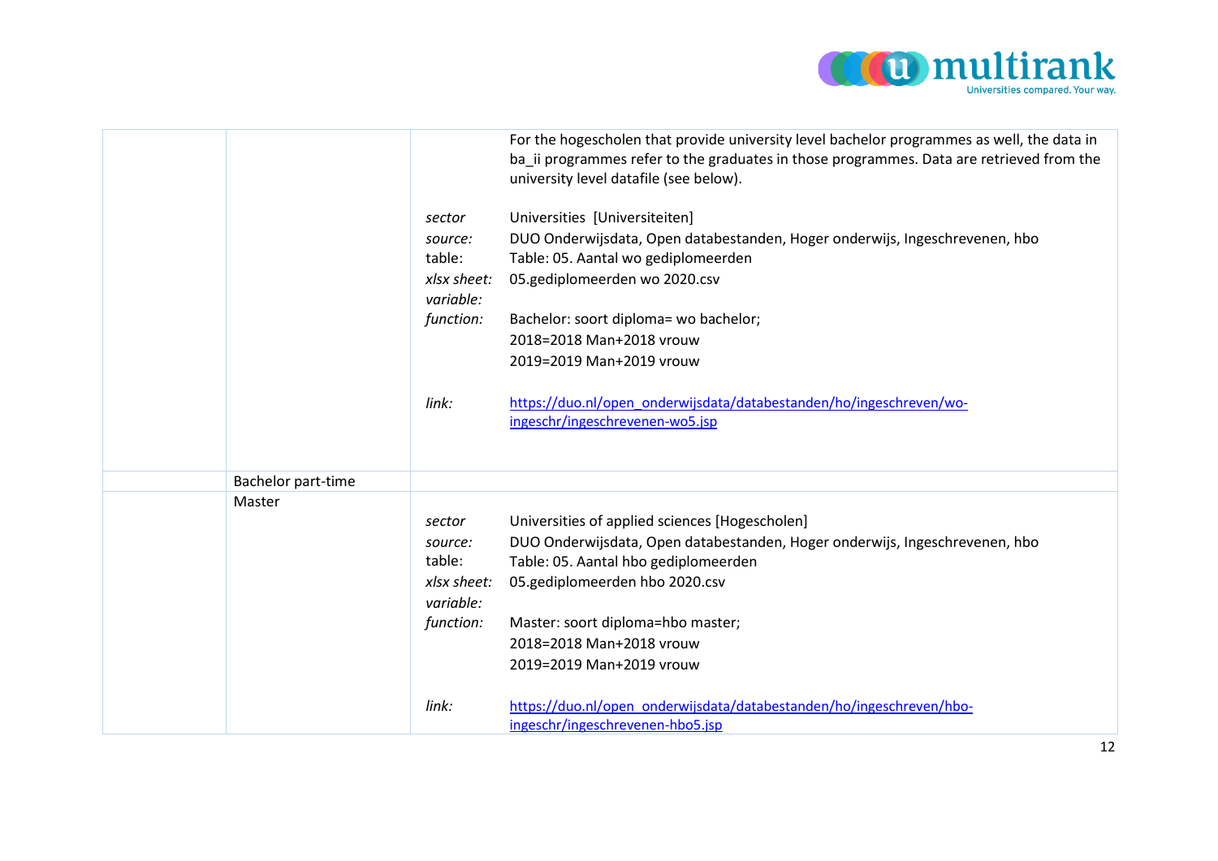| | | | |
|---|---|---|---|
| | | | For the hogescholen that provide university level bachelor programmes as well, the data in ba_ii programmes refer to the graduates in those programmes. Data are retrieved from the university level datafile (see below). |
| | | *sector* | Universities [Universiteiten] |
| | | *source:* | DUO Onderwijsdata, Open databestanden, Hoger onderwijs, Ingeschrevenen, hbo |
| | | table: | Table: 05. Aantal wo gediplomeerden |
| | | *xlsx sheet:* | 05.gediplomeerden wo 2020.csv |
| | | *variable:* | |
| | | *function:* | Bachelor: soort diploma= wo bachelor;<br>2018=2018 Man+2018 vrouw<br>2019=2019 Man+2019 vrouw |
| | | *link:* | [https://duo.nl/open_onderwijsdata/databestanden/ho/ingeschreven/wo-ingeschr/ingeschrevenen-wo5.jsp](https://duo.nl/open_onderwijsdata/databestanden/ho/ingeschreven/wo-ingeschr/ingeschrevenen-wo5.jsp) |
| | Bachelor part-time | | |
| | Master | | |
| | | *sector* | Universities of applied sciences [Hogescholen] |
| | | *source:* | DUO Onderwijsdata, Open databestanden, Hoger onderwijs, Ingeschrevenen, hbo |
| | | table: | Table: 05. Aantal hbo gediplomeerden |
| | | *xlsx sheet:* | 05.gediplomeerden hbo 2020.csv |
| | | *variable:* | |
| | | *function:* | Master: soort diploma=hbo master;<br>2018=2018 Man+2018 vrouw<br>2019=2019 Man+2019 vrouw |
| | | *link:* | [https://duo.nl/open_onderwijsdata/databestanden/ho/ingeschreven/hbo-ingeschr/ingeschrevenen-hbo5.jsp](https://duo.nl/open_onderwijsdata/databestanden/ho/ingeschreven/hbo-ingeschr/ingeschrevenen-hbo5.jsp) |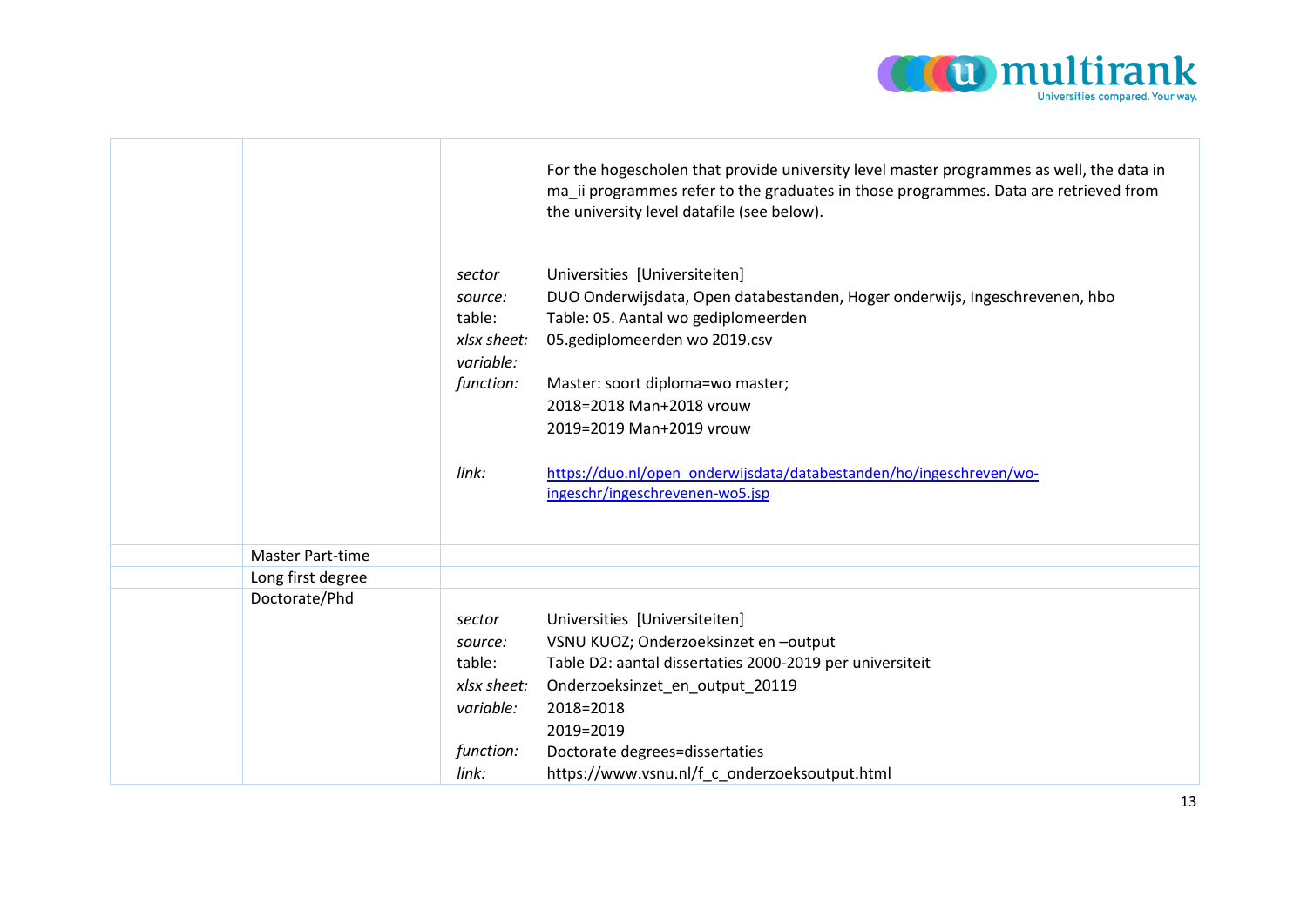| | | |
|---|---|---|
| | | For the hogescholen that provide university level master programmes as well, the data in ma_ii programmes refer to the graduates in those programmes. Data are retrieved from the university level datafile (see below).<br><br>*sector* Universities [Universiteiten]<br>*source:* DUO Onderwijsdata, Open databestanden, Hoger onderwijs, Ingeschrevenen, hbo<br>table: Table: 05. Aantal wo gediplomeerden<br>*xlsx sheet:* 05.gediplomeerden wo 2019.csv<br>*variable:*<br>*function:* Master: soort diploma=wo master;<br>2018=2018 Man+2018 vrouw<br>2019=2019 Man+2019 vrouw<br><br>*link:* [https://duo.nl/open_onderwijsdata/databestanden/ho/ingeschreven/wo-ingeschr/ingeschrevenen-wo5.jsp](https://duo.nl/open_onderwijsdata/databestanden/ho/ingeschreven/wo-ingeschr/ingeschrevenen-wo5.jsp) |
| | Master Part-time | |
| | Long first degree | |
| | Doctorate/Phd | *sector* Universities [Universiteiten]<br>*source:* VSNU KUOZ; Onderzoeksinzet en –output<br>table: Table D2: aantal dissertaties 2000-2019 per universiteit<br>*xlsx sheet:* Onderzoeksinzet_en_output_20119<br>*variable:* 2018=2018<br>2019=2019<br>*function:* Doctorate degrees=dissertaties<br>*link:* https://www.vsnu.nl/f_c_onderzoeksoutput.html |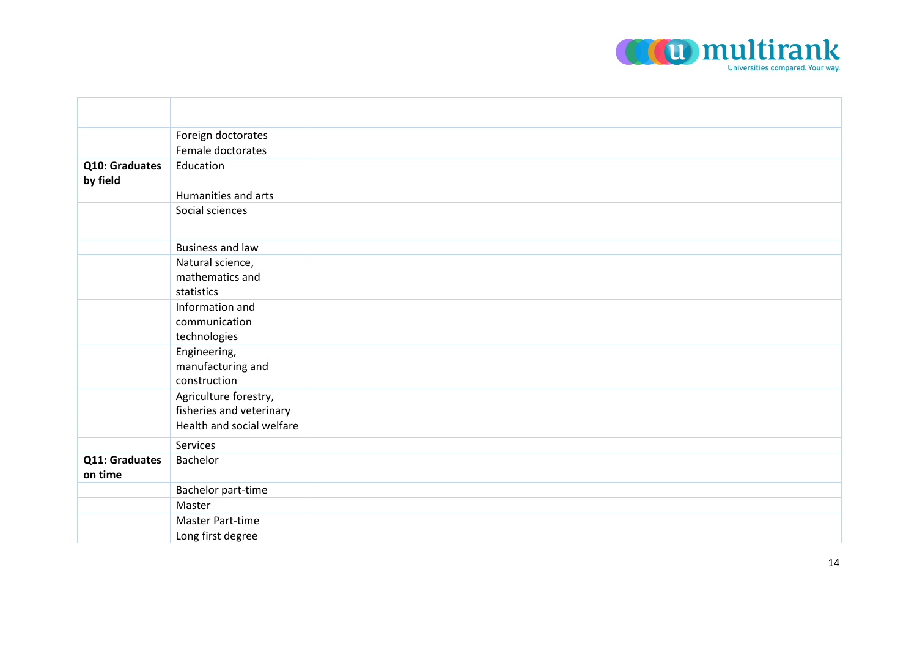| | | |
|---|---|---|
| | Foreign doctorates | |
| | Female doctorates | |
| **Q10: Graduates by field** | Education | |
| | Humanities and arts | |
| | Social sciences | |
| | Business and law | |
| | Natural science, mathematics and statistics | |
| | Information and communication technologies | |
| | Engineering, manufacturing and construction | |
| | Agriculture forestry, fisheries and veterinary | |
| | Health and social welfare | |
| | Services | |
| **Q11: Graduates on time** | Bachelor | |
| | Bachelor part-time | |
| | Master | |
| | Master Part-time | |
| | Long first degree | |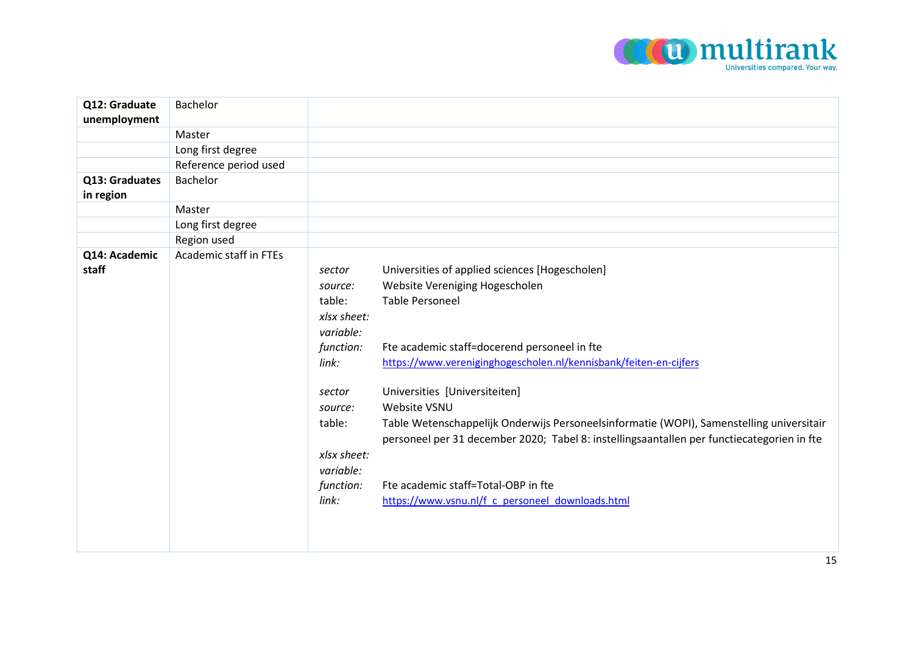| | | |
|---|---|---|
| **Q12: Graduate unemployment** | Bachelor | |
| | Master | |
| | Long first degree | |
| | Reference period used | |
| **Q13: Graduates in region** | Bachelor | |
| | Master | |
| | Long first degree | |
| | Region used | |
| **Q14: Academic staff** | Academic staff in FTEs | *sector* Universities of applied sciences [Hogescholen]<br>*source:* Website Vereniging Hogescholen<br>table: Table Personeel<br>*xlsx sheet:*<br>*variable:*<br>*function:* Fte academic staff=docerend personeel in fte<br>*link:* https://www.vereniginghogescholen.nl/kennisbank/feiten-en-cijfers<br><br>*sector* Universities [Universiteiten]<br>*source:* Website VSNU<br>table: Table Wetenschappelijk Onderwijs Personeelsinformatie (WOPI), Samenstelling universitair personeel per 31 december 2020; Tabel 8: instellingsaantallen per functiecategorien in fte<br>*xlsx sheet:*<br>*variable:*<br>*function:* Fte academic staff=Total-OBP in fte<br>*link:* https://www.vsnu.nl/f_c_personeel_downloads.html |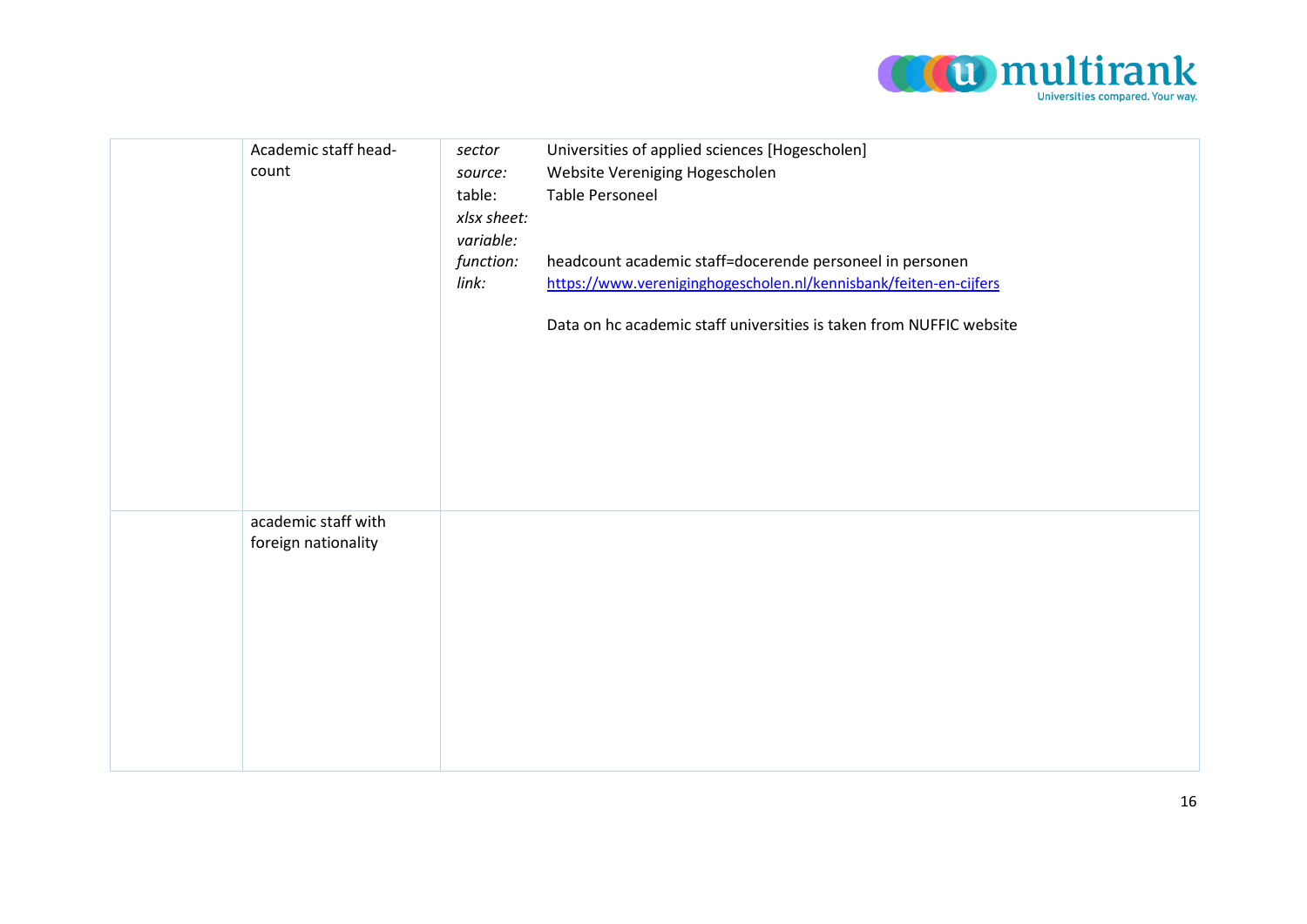| | | |
|---|---|---|
| | Academic staff head-count | *sector* Universities of applied sciences [Hogescholen]<br>*source:* Website Vereniging Hogescholen<br>table: Table Personeel<br>*xlsx sheet:*<br>*variable:*<br>*function:* headcount academic staff=docerende personeel in personen<br>*link:* https://www.vereniginghogescholen.nl/kennisbank/feiten-en-cijfers<br><br>Data on hc academic staff universities is taken from NUFFIC website |
| | academic staff with foreign nationality | |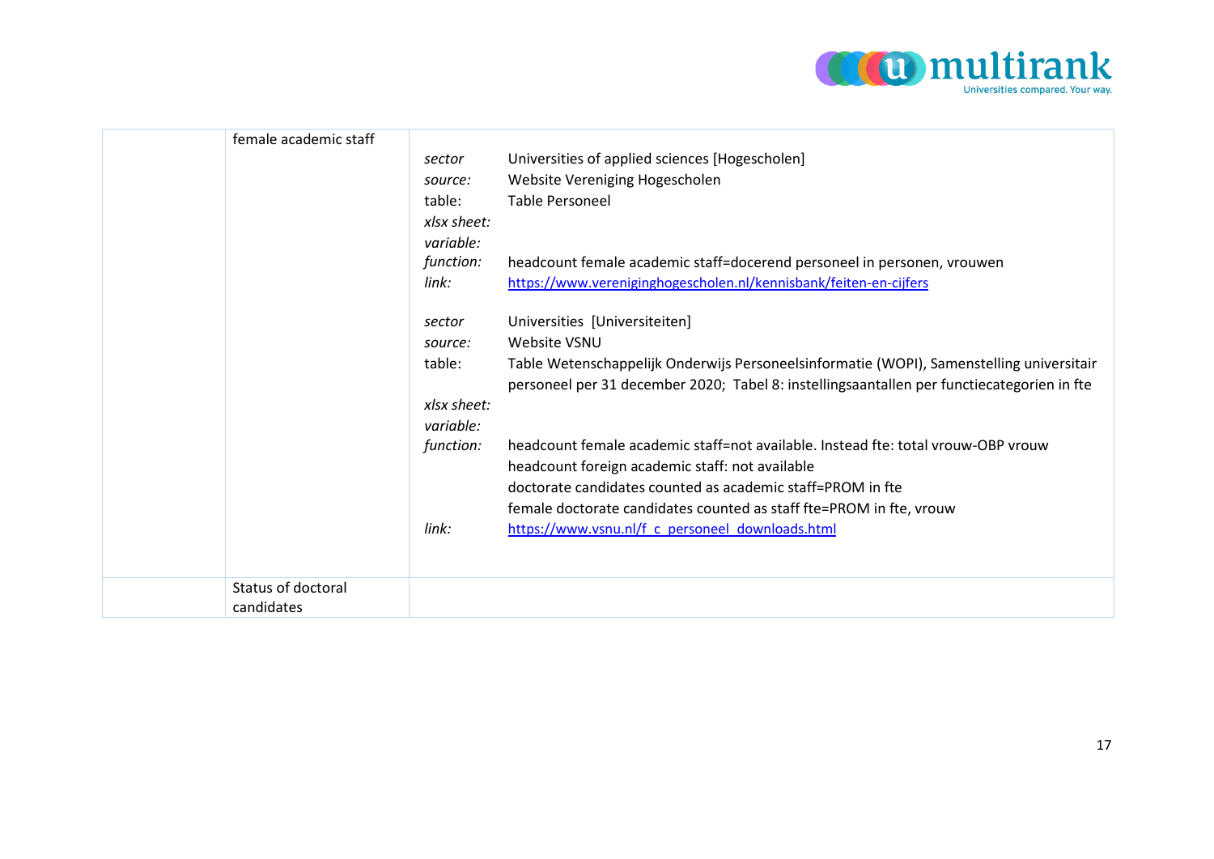|  | female academic staff | *sector* Universities of applied sciences [Hogescholen]<br>*source:* Website Vereniging Hogescholen<br>table: Table Personeel<br>*xlsx sheet:*<br>*variable:*<br>*function:* headcount female academic staff=docerend personeel in personen, vrouwen<br>*link:* https://www.vereniginghogescholen.nl/kennisbank/feiten-en-cijfers<br><br>*sector* Universities [Universiteiten]<br>*source:* Website VSNU<br>table: Table Wetenschappelijk Onderwijs Personeelsinformatie (WOPI), Samenstelling universitair personeel per 31 december 2020; Tabel 8: instellingsaantallen per functiecategorien in fte<br>*xlsx sheet:*<br>*variable:*<br>*function:* headcount female academic staff=not available. Instead fte: total vrouw-OBP vrouw<br>headcount foreign academic staff: not available<br>doctorate candidates counted as academic staff=PROM in fte<br>female doctorate candidates counted as staff fte=PROM in fte, vrouw<br>*link:* https://www.vsnu.nl/f_c_personeel_downloads.html |
|---|---|---|
|  | Status of doctoral candidates |  |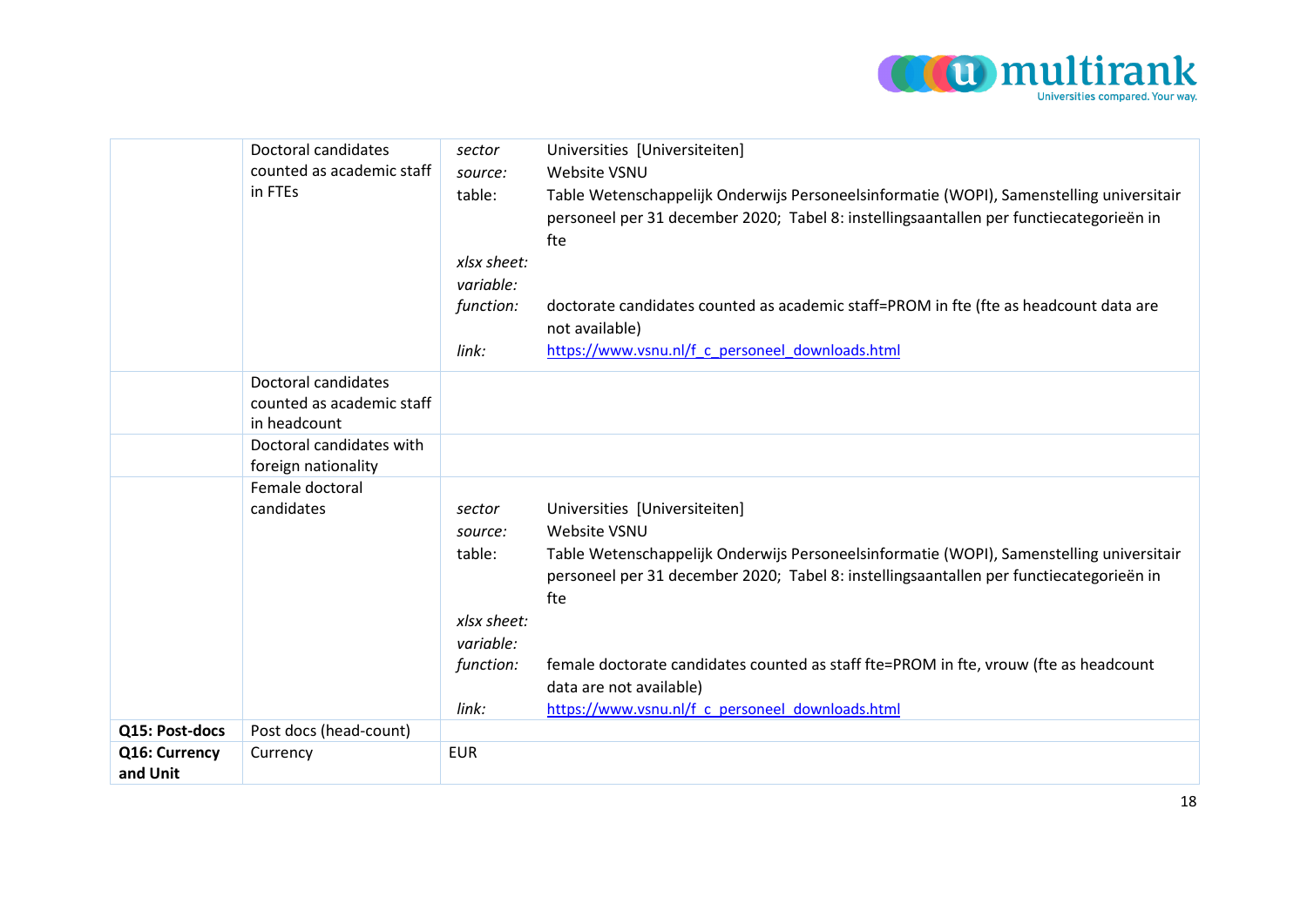| | | | |
|---|---|---|---|
| | Doctoral candidates counted as academic staff in FTEs | *sector* | Universities [Universiteiten] |
| | | *source:* | Website VSNU |
| | | table: | Table Wetenschappelijk Onderwijs Personeelsinformatie (WOPI), Samenstelling universitair personeel per 31 december 2020; Tabel 8: instellingsaantallen per functiecategorieën in fte |
| | | *xlsx sheet:* | |
| | | *variable:* | |
| | | *function:* | doctorate candidates counted as academic staff=PROM in fte (fte as headcount data are not available) |
| | | *link:* | https://www.vsnu.nl/f_c_personeel_downloads.html |
| | Doctoral candidates counted as academic staff in headcount | | |
| | Doctoral candidates with foreign nationality | | |
| | Female doctoral candidates | *sector* | Universities [Universiteiten] |
| | | *source:* | Website VSNU |
| | | table: | Table Wetenschappelijk Onderwijs Personeelsinformatie (WOPI), Samenstelling universitair personeel per 31 december 2020; Tabel 8: instellingsaantallen per functiecategorieën in fte |
| | | *xlsx sheet:* | |
| | | *variable:* | |
| | | *function:* | female doctorate candidates counted as staff fte=PROM in fte, vrouw (fte as headcount data are not available) |
| | | *link:* | https://www.vsnu.nl/f_c_personeel_downloads.html |
| **Q15: Post-docs** | Post docs (head-count) | | |
| **Q16: Currency and Unit** | Currency | EUR | |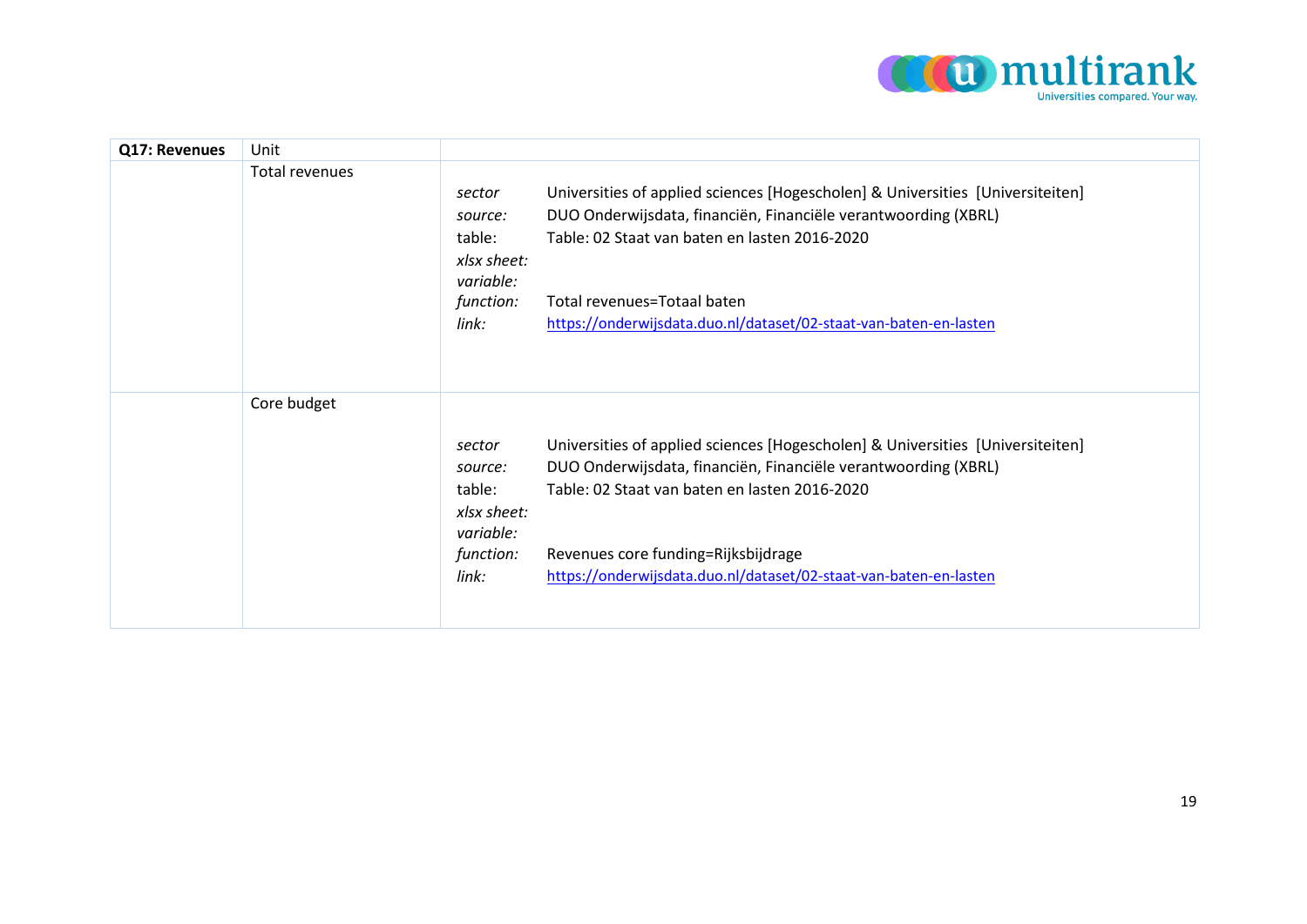| **Q17: Revenues** | Unit | |
|---|---|---|
| | Total revenues | *sector* Universities of applied sciences [Hogescholen] & Universities [Universiteiten]<br>*source:* DUO Onderwijsdata, financiën, Financiële verantwoording (XBRL)<br>table: Table: 02 Staat van baten en lasten 2016-2020<br>*xlsx sheet:*<br>*variable:*<br>*function:* Total revenues=Totaal baten<br>*link:* https://onderwijsdata.duo.nl/dataset/02-staat-van-baten-en-lasten |
| | Core budget | *sector* Universities of applied sciences [Hogescholen] & Universities [Universiteiten]<br>*source:* DUO Onderwijsdata, financiën, Financiële verantwoording (XBRL)<br>table: Table: 02 Staat van baten en lasten 2016-2020<br>*xlsx sheet:*<br>*variable:*<br>*function:* Revenues core funding=Rijksbijdrage<br>*link:* https://onderwijsdata.duo.nl/dataset/02-staat-van-baten-en-lasten |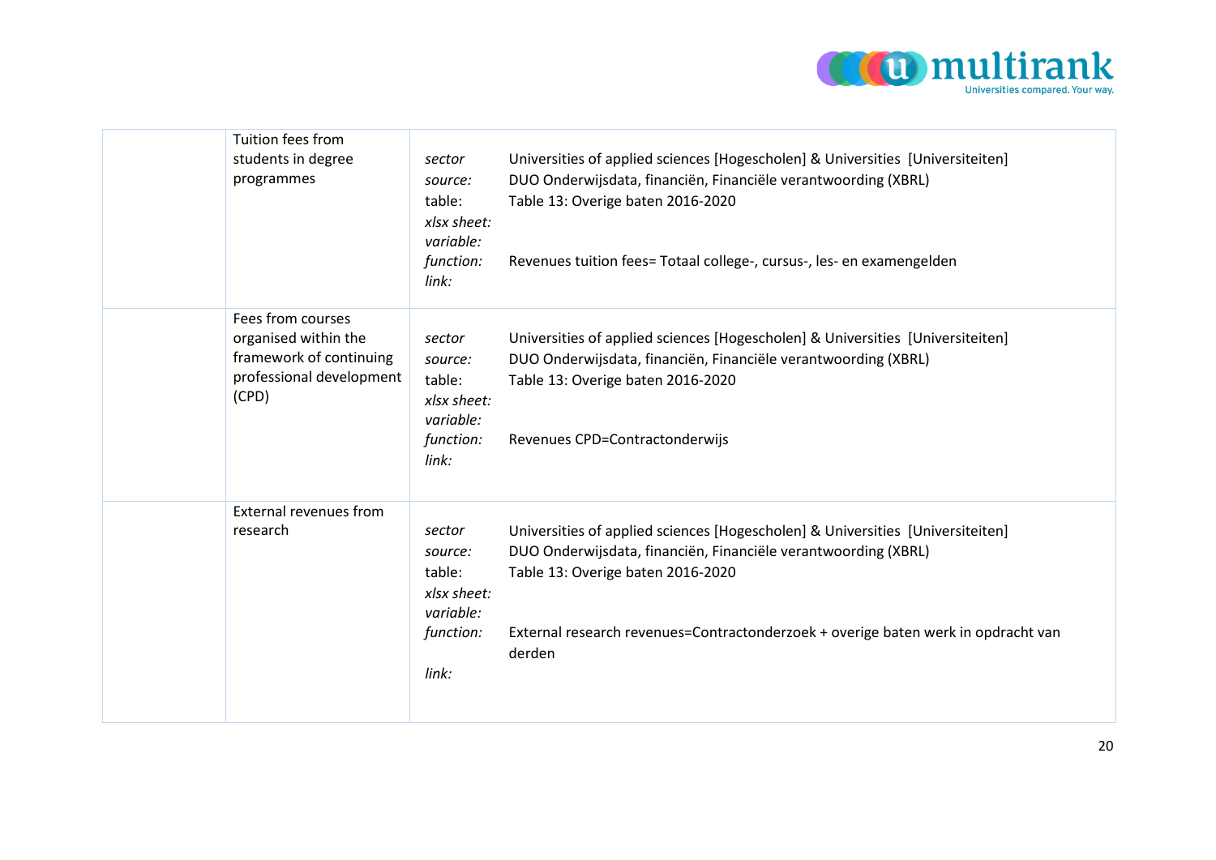| | | |
|---|---|---|
| | Tuition fees from students in degree programmes | *sector* Universities of applied sciences [Hogescholen] & Universities [Universiteiten]<br>*source:* DUO Onderwijsdata, financiën, Financiële verantwoording (XBRL)<br>table: Table 13: Overige baten 2016-2020<br>*xlsx sheet:*<br>*variable:*<br>*function:* Revenues tuition fees= Totaal college-, cursus-, les- en examengelden<br>*link:* |
| | Fees from courses organised within the framework of continuing professional development (CPD) | *sector* Universities of applied sciences [Hogescholen] & Universities [Universiteiten]<br>*source:* DUO Onderwijsdata, financiën, Financiële verantwoording (XBRL)<br>table: Table 13: Overige baten 2016-2020<br>*xlsx sheet:*<br>*variable:*<br>*function:* Revenues CPD=Contractonderwijs<br>*link:* |
| | External revenues from research | *sector* Universities of applied sciences [Hogescholen] & Universities [Universiteiten]<br>*source:* DUO Onderwijsdata, financiën, Financiële verantwoording (XBRL)<br>table: Table 13: Overige baten 2016-2020<br>*xlsx sheet:*<br>*variable:*<br>*function:* External research revenues=Contractonderzoek + overige baten werk in opdracht van derden<br>*link:* |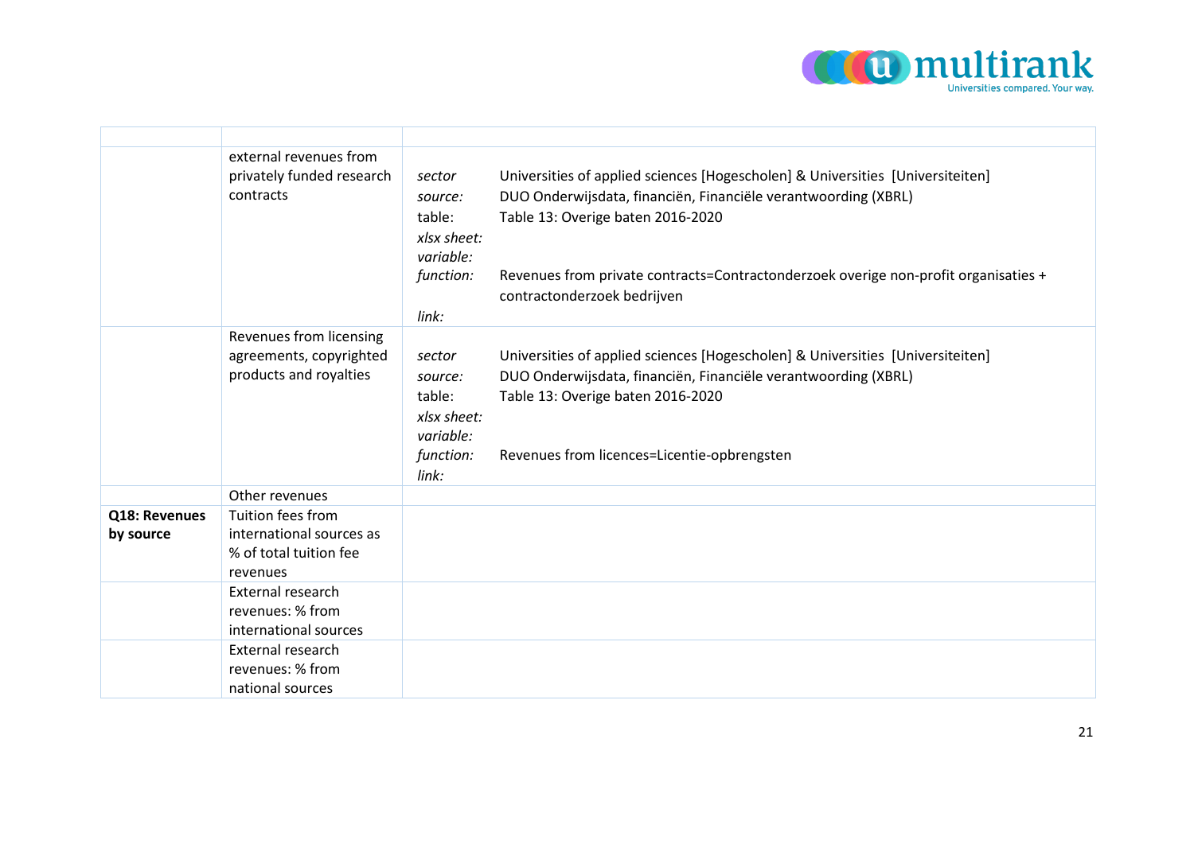| | | |
|---|---|---|
| | external revenues from privately funded research contracts | *sector* Universities of applied sciences [Hogescholen] & Universities [Universiteiten]<br>*source:* DUO Onderwijsdata, financiën, Financiële verantwoording (XBRL)<br>table: Table 13: Overige baten 2016-2020<br>*xlsx sheet:*<br>*variable:*<br>*function:* Revenues from private contracts=Contractonderzoek overige non-profit organisaties + contractonderzoek bedrijven<br>*link:* |
| | Revenues from licensing agreements, copyrighted products and royalties | *sector* Universities of applied sciences [Hogescholen] & Universities [Universiteiten]<br>*source:* DUO Onderwijsdata, financiën, Financiële verantwoording (XBRL)<br>table: Table 13: Overige baten 2016-2020<br>*xlsx sheet:*<br>*variable:*<br>*function:* Revenues from licences=Licentie-opbrengsten<br>*link:* |
| | Other revenues | |
| **Q18: Revenues by source** | Tuition fees from international sources as % of total tuition fee revenues | |
| | External research revenues: % from international sources | |
| | External research revenues: % from national sources | |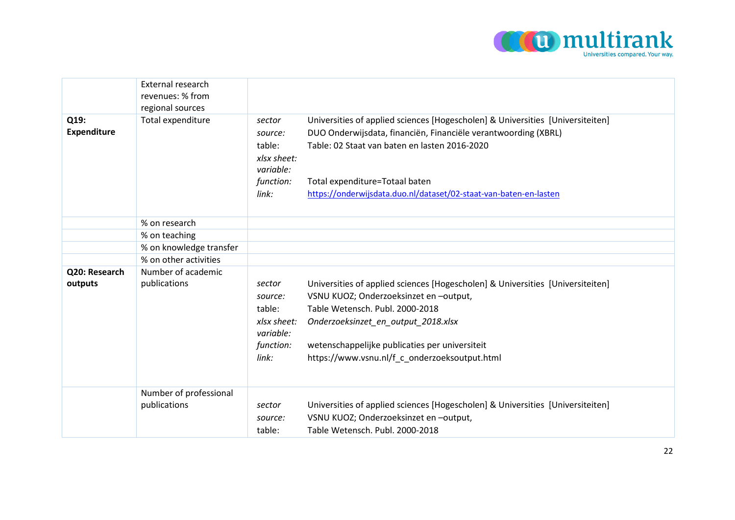| | | |
|---|---|---|
| | External research revenues: % from regional sources | |
| **Q19: Expenditure** | Total expenditure | *sector* Universities of applied sciences [Hogescholen] & Universities [Universiteiten]<br>*source:* DUO Onderwijsdata, financiën, Financiële verantwoording (XBRL)<br>table: Table: 02 Staat van baten en lasten 2016-2020<br>*xlsx sheet:*<br>*variable:*<br>*function:* Total expenditure=Totaal baten<br>*link:* https://onderwijsdata.duo.nl/dataset/02-staat-van-baten-en-lasten |
| | % on research | |
| | % on teaching | |
| | % on knowledge transfer | |
| | % on other activities | |
| **Q20: Research outputs** | Number of academic publications | *sector* Universities of applied sciences [Hogescholen] & Universities [Universiteiten]<br>*source:* VSNU KUOZ; Onderzoeksinzet en –output,<br>table: Table Wetensch. Publ. 2000-2018<br>*xlsx sheet:* *Onderzoeksinzet_en_output_2018.xlsx*<br>*variable:*<br>*function:* wetenschappelijke publicaties per universiteit<br>*link:* https://www.vsnu.nl/f_c_onderzoeksoutput.html |
| | Number of professional publications | *sector* Universities of applied sciences [Hogescholen] & Universities [Universiteiten]<br>*source:* VSNU KUOZ; Onderzoeksinzet en –output,<br>table: Table Wetensch. Publ. 2000-2018 |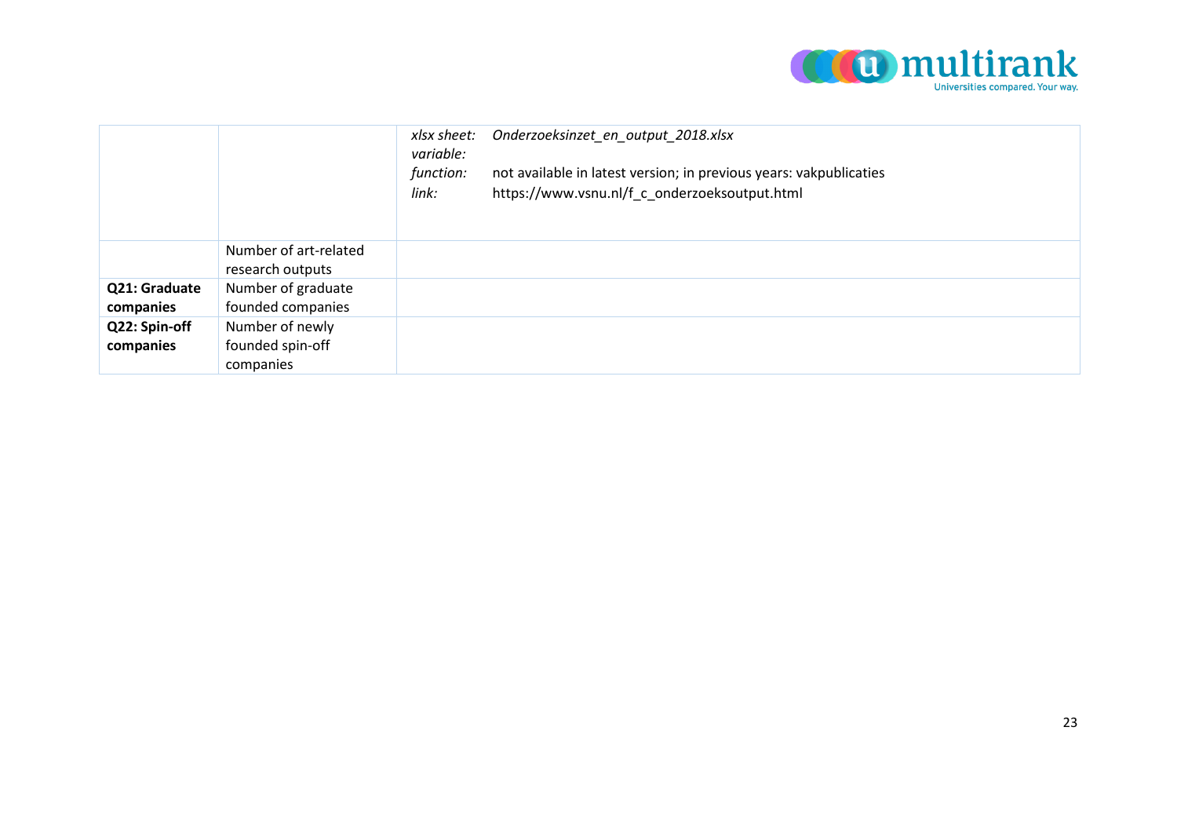| | | |
|---|---|---|
| | | *xlsx sheet:* *Onderzoeksinzet_en_output_2018.xlsx*<br>*variable:*<br>*function:* not available in latest version; in previous years: vakpublicaties<br>*link:* https://www.vsnu.nl/f_c_onderzoeksoutput.html |
| | Number of art-related research outputs | |
| **Q21: Graduate companies** | Number of graduate founded companies | |
| **Q22: Spin-off companies** | Number of newly founded spin-off companies | |